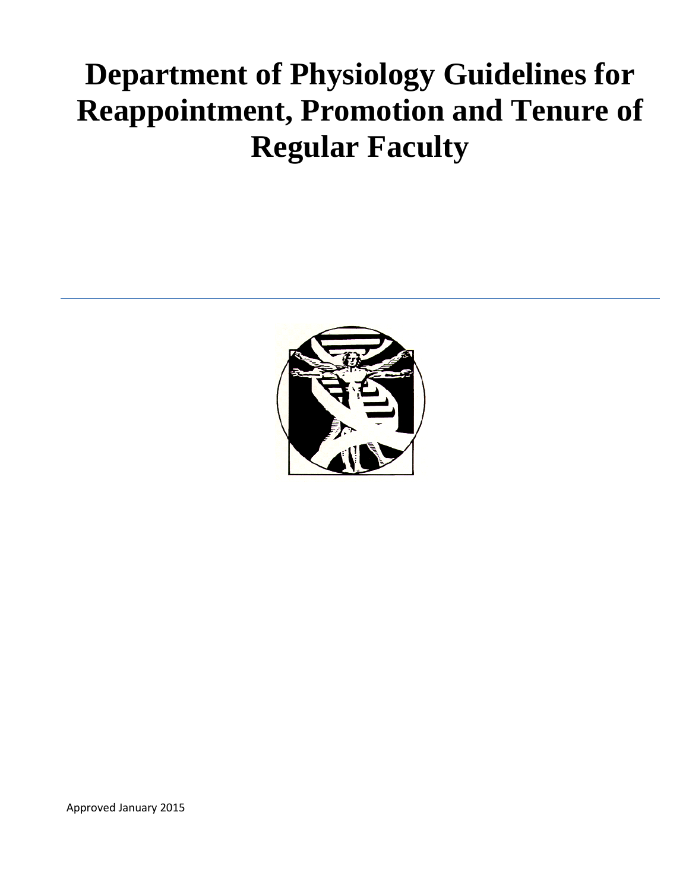# Department of Physiology Guidelines for Reappointment, Promotion and Tenure of Regular Faculty

Approved January 2015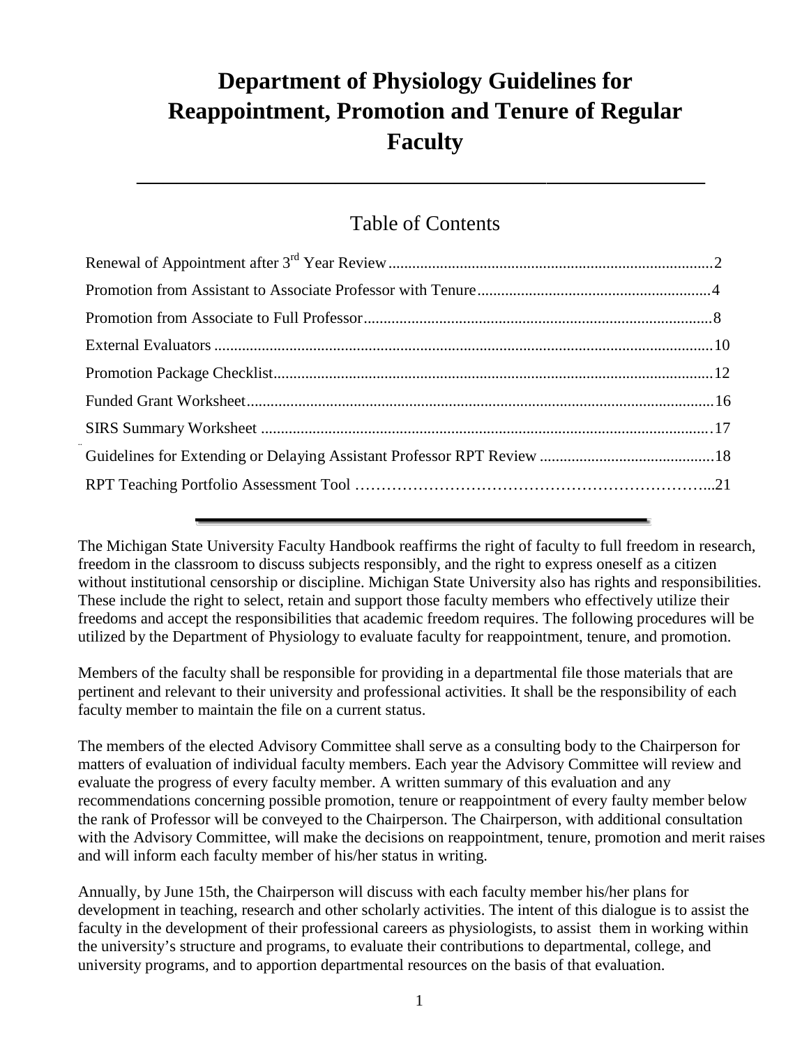# Department of Physiology Guidelines for Reappointment, Promotion and Tenure of Regular Faculty

## Table of Contents

- Renewal of Appointment after 3rd Year Review....................................................................................2
- Promotion from Assistant to Associate Professor with Tenure...........................................................4
- Promotion from Associate to Full Professor........................................................................................8
- External Evaluators ..............................................................................................................................10
- Promotion Package Checklist...............................................................................................................12
- Funded Grant Worksheet......................................................................................................................16
- SIRS Summary Worksheet ..................................................................................................................17
- Guidelines for Extending or Delaying Assistant Professor RPT Review ............................................18
- RPT Teaching Portfolio Assessment Tool …………………………………………………………...21

The Michigan State University Faculty Handbook reaffirms the right of faculty to full freedom in research, freedom in the classroom to discuss subjects responsibly, and the right to express oneself as a citizen without institutional censorship or discipline. Michigan State University also has rights and responsibilities. These include the right to select, retain and support those faculty members who effectively utilize their freedoms and accept the responsibilities that academic freedom requires. The following procedures will be utilized by the Department of Physiology to evaluate faculty for reappointment, tenure, and promotion.

Members of the faculty shall be responsible for providing in a departmental file those materials that are pertinent and relevant to their university and professional activities. It shall be the responsibility of each faculty member to maintain the file on a current status.

The members of the elected Advisory Committee shall serve as a consulting body to the Chairperson for matters of evaluation of individual faculty members. Each year the Advisory Committee will review and evaluate the progress of every faculty member. A written summary of this evaluation and any recommendations concerning possible promotion, tenure or reappointment of every faulty member below the rank of Professor will be conveyed to the Chairperson. The Chairperson, with additional consultation with the Advisory Committee, will make the decisions on reappointment, tenure, promotion and merit raises and will inform each faculty member of his/her status in writing.

Annually, by June 15th, the Chairperson will discuss with each faculty member his/her plans for development in teaching, research and other scholarly activities. The intent of this dialogue is to assist the faculty in the development of their professional careers as physiologists, to assist them in working within the university's structure and programs, to evaluate their contributions to departmental, college, and university programs, and to apportion departmental resources on the basis of that evaluation.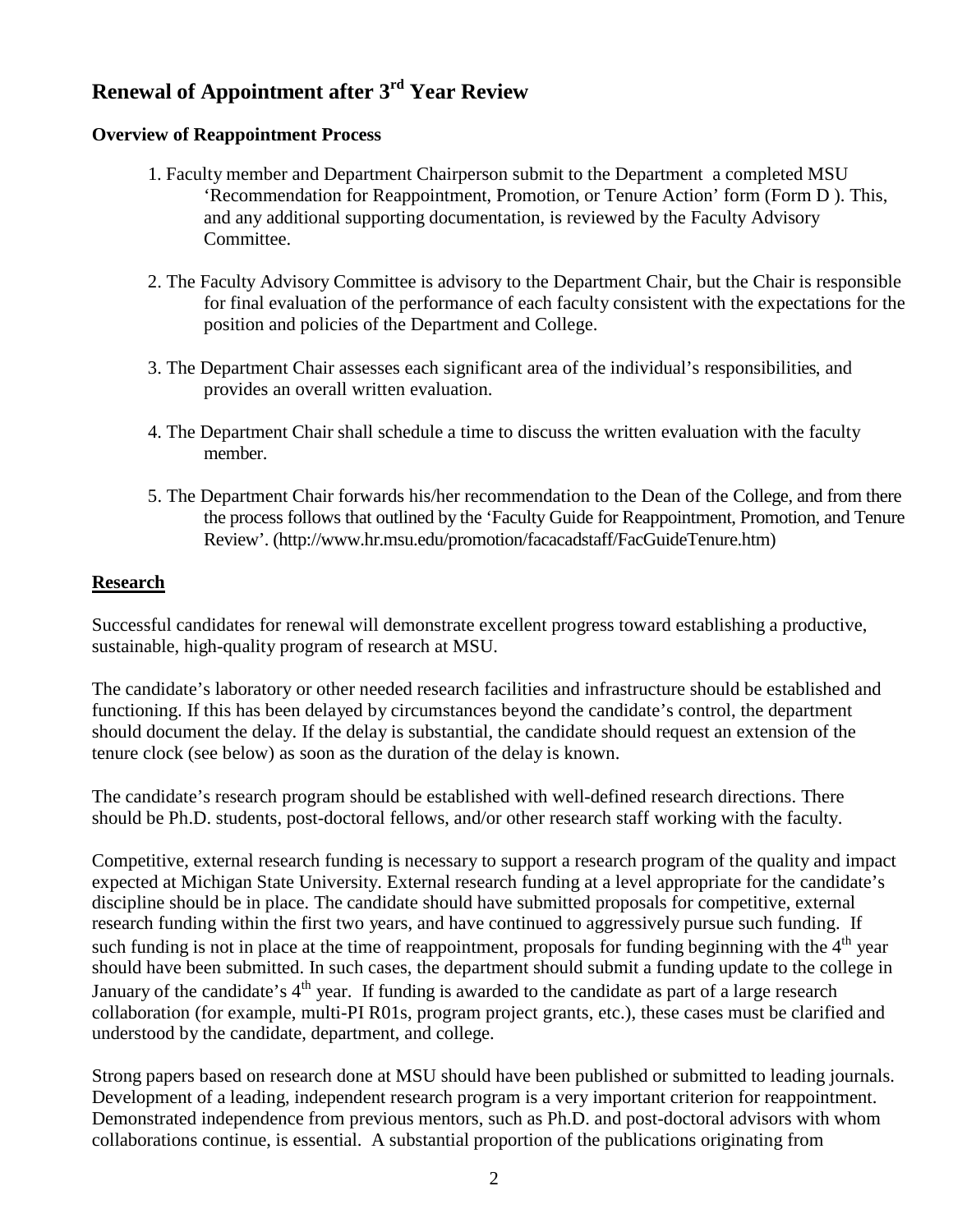# Renewal of Appointment after 3rd Year Review

**Overview of Reappointment Process**

1. Faculty member and Department Chairperson submit to the Department a completed MSU 'Recommendation for Reappointment, Promotion, or Tenure Action' form (Form D ). This, and any additional supporting documentation, is reviewed by the Faculty Advisory Committee.

2. The Faculty Advisory Committee is advisory to the Department Chair, but the Chair is responsible for final evaluation of the performance of each faculty consistent with the expectations for the position and policies of the Department and College.

3. The Department Chair assesses each significant area of the individual's responsibilities, and provides an overall written evaluation.

4. The Department Chair shall schedule a time to discuss the written evaluation with the faculty member.

5. The Department Chair forwards his/her recommendation to the Dean of the College, and from there the process follows that outlined by the 'Faculty Guide for Reappointment, Promotion, and Tenure Review'. (http://www.hr.msu.edu/promotion/facacadstaff/FacGuideTenure.htm)

## Research

Successful candidates for renewal will demonstrate excellent progress toward establishing a productive, sustainable, high-quality program of research at MSU.

The candidate's laboratory or other needed research facilities and infrastructure should be established and functioning. If this has been delayed by circumstances beyond the candidate's control, the department should document the delay. If the delay is substantial, the candidate should request an extension of the tenure clock (see below) as soon as the duration of the delay is known.

The candidate's research program should be established with well-defined research directions. There should be Ph.D. students, post-doctoral fellows, and/or other research staff working with the faculty.

Competitive, external research funding is necessary to support a research program of the quality and impact expected at Michigan State University. External research funding at a level appropriate for the candidate's discipline should be in place. The candidate should have submitted proposals for competitive, external research funding within the first two years, and have continued to aggressively pursue such funding. If such funding is not in place at the time of reappointment, proposals for funding beginning with the 4th year should have been submitted. In such cases, the department should submit a funding update to the college in January of the candidate's 4th year. If funding is awarded to the candidate as part of a large research collaboration (for example, multi-PI R01s, program project grants, etc.), these cases must be clarified and understood by the candidate, department, and college.

Strong papers based on research done at MSU should have been published or submitted to leading journals. Development of a leading, independent research program is a very important criterion for reappointment. Demonstrated independence from previous mentors, such as Ph.D. and post-doctoral advisors with whom collaborations continue, is essential. A substantial proportion of the publications originating from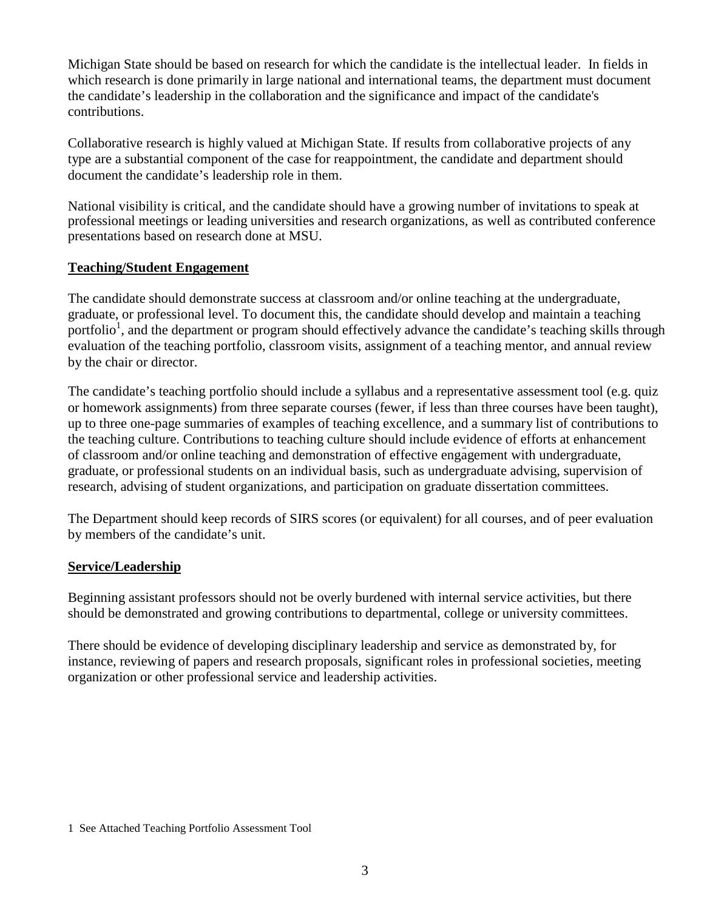Michigan State should be based on research for which the candidate is the intellectual leader. In fields in which research is done primarily in large national and international teams, the department must document the candidate's leadership in the collaboration and the significance and impact of the candidate's contributions.

Collaborative research is highly valued at Michigan State. If results from collaborative projects of any type are a substantial component of the case for reappointment, the candidate and department should document the candidate's leadership role in them.

National visibility is critical, and the candidate should have a growing number of invitations to speak at professional meetings or leading universities and research organizations, as well as contributed conference presentations based on research done at MSU.

**Teaching/Student Engagement**

The candidate should demonstrate success at classroom and/or online teaching at the undergraduate, graduate, or professional level. To document this, the candidate should develop and maintain a teaching portfolio[1], and the department or program should effectively advance the candidate's teaching skills through evaluation of the teaching portfolio, classroom visits, assignment of a teaching mentor, and annual review by the chair or director.

The candidate's teaching portfolio should include a syllabus and a representative assessment tool (e.g. quiz or homework assignments) from three separate courses (fewer, if less than three courses have been taught), up to three one-page summaries of examples of teaching excellence, and a summary list of contributions to the teaching culture. Contributions to teaching culture should include evidence of efforts at enhancement of classroom and/or online teaching and demonstration of effective engagement with undergraduate, graduate, or professional students on an individual basis, such as undergraduate advising, supervision of research, advising of student organizations, and participation on graduate dissertation committees.

The Department should keep records of SIRS scores (or equivalent) for all courses, and of peer evaluation by members of the candidate's unit.

**Service/Leadership**

Beginning assistant professors should not be overly burdened with internal service activities, but there should be demonstrated and growing contributions to departmental, college or university committees.

There should be evidence of developing disciplinary leadership and service as demonstrated by, for instance, reviewing of papers and research proposals, significant roles in professional societies, meeting organization or other professional service and leadership activities.

1 See Attached Teaching Portfolio Assessment Tool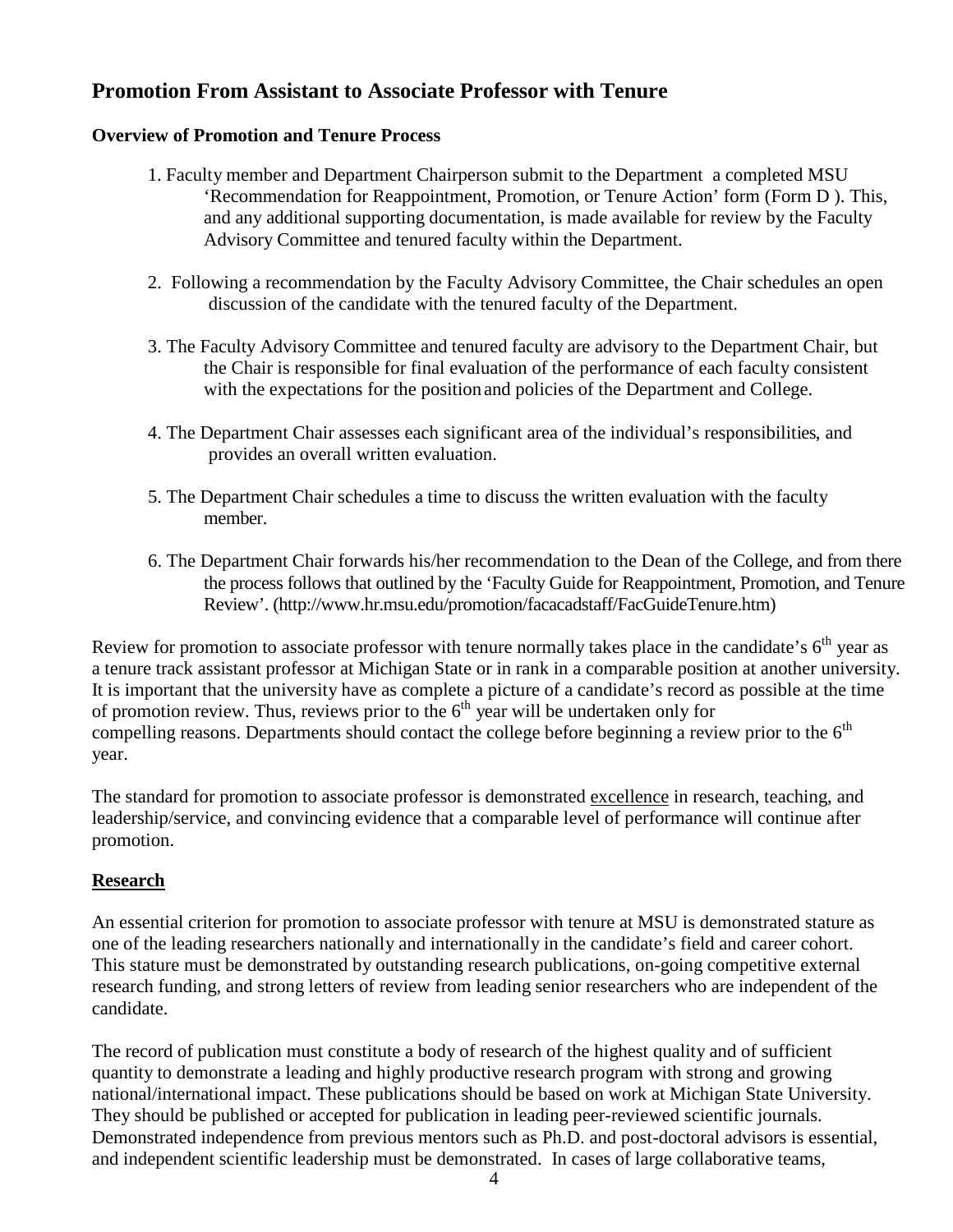## Promotion From Assistant to Associate Professor with Tenure

### Overview of Promotion and Tenure Process

1. Faculty member and Department Chairperson submit to the Department a completed MSU 'Recommendation for Reappointment, Promotion, or Tenure Action' form (Form D ). This, and any additional supporting documentation, is made available for review by the Faculty Advisory Committee and tenured faculty within the Department.

2. Following a recommendation by the Faculty Advisory Committee, the Chair schedules an open discussion of the candidate with the tenured faculty of the Department.

3. The Faculty Advisory Committee and tenured faculty are advisory to the Department Chair, but the Chair is responsible for final evaluation of the performance of each faculty consistent with the expectations for the position and policies of the Department and College.

4. The Department Chair assesses each significant area of the individual's responsibilities, and provides an overall written evaluation.

5. The Department Chair schedules a time to discuss the written evaluation with the faculty member.

6. The Department Chair forwards his/her recommendation to the Dean of the College, and from there the process follows that outlined by the 'Faculty Guide for Reappointment, Promotion, and Tenure Review'. (http://www.hr.msu.edu/promotion/facacadstaff/FacGuideTenure.htm)

Review for promotion to associate professor with tenure normally takes place in the candidate's 6th year as a tenure track assistant professor at Michigan State or in rank in a comparable position at another university. It is important that the university have as complete a picture of a candidate's record as possible at the time of promotion review. Thus, reviews prior to the 6th year will be undertaken only for compelling reasons. Departments should contact the college before beginning a review prior to the 6th year.

The standard for promotion to associate professor is demonstrated excellence in research, teaching, and leadership/service, and convincing evidence that a comparable level of performance will continue after promotion.

### Research

An essential criterion for promotion to associate professor with tenure at MSU is demonstrated stature as one of the leading researchers nationally and internationally in the candidate's field and career cohort. This stature must be demonstrated by outstanding research publications, on-going competitive external research funding, and strong letters of review from leading senior researchers who are independent of the candidate.

The record of publication must constitute a body of research of the highest quality and of sufficient quantity to demonstrate a leading and highly productive research program with strong and growing national/international impact. These publications should be based on work at Michigan State University. They should be published or accepted for publication in leading peer-reviewed scientific journals. Demonstrated independence from previous mentors such as Ph.D. and post-doctoral advisors is essential, and independent scientific leadership must be demonstrated. In cases of large collaborative teams,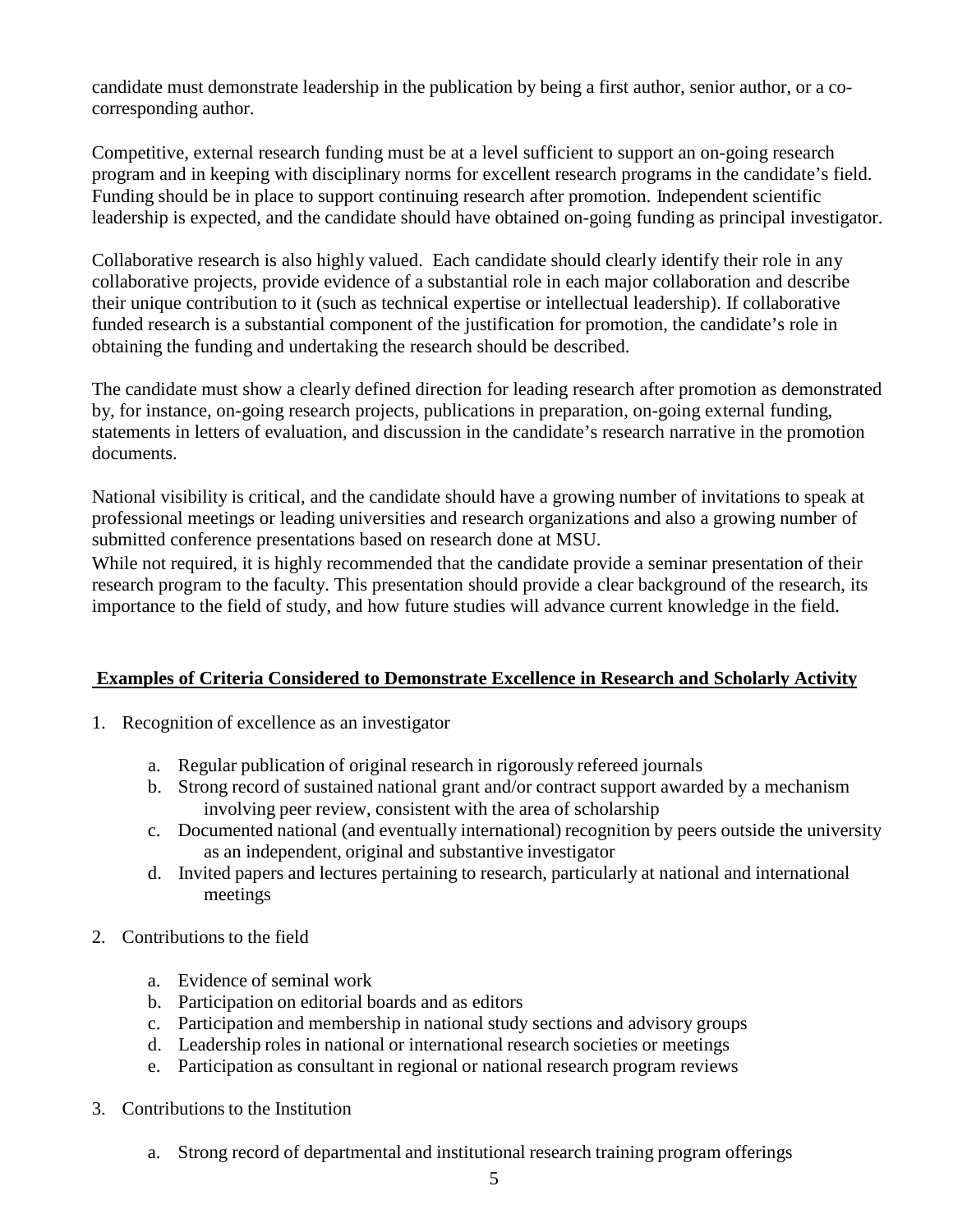candidate must demonstrate leadership in the publication by being a first author, senior author, or a co-corresponding author.

Competitive, external research funding must be at a level sufficient to support an on-going research program and in keeping with disciplinary norms for excellent research programs in the candidate's field. Funding should be in place to support continuing research after promotion. Independent scientific leadership is expected, and the candidate should have obtained on-going funding as principal investigator.

Collaborative research is also highly valued. Each candidate should clearly identify their role in any collaborative projects, provide evidence of a substantial role in each major collaboration and describe their unique contribution to it (such as technical expertise or intellectual leadership). If collaborative funded research is a substantial component of the justification for promotion, the candidate's role in obtaining the funding and undertaking the research should be described.

The candidate must show a clearly defined direction for leading research after promotion as demonstrated by, for instance, on-going research projects, publications in preparation, on-going external funding, statements in letters of evaluation, and discussion in the candidate's research narrative in the promotion documents.

National visibility is critical, and the candidate should have a growing number of invitations to speak at professional meetings or leading universities and research organizations and also a growing number of submitted conference presentations based on research done at MSU.

While not required, it is highly recommended that the candidate provide a seminar presentation of their research program to the faculty. This presentation should provide a clear background of the research, its importance to the field of study, and how future studies will advance current knowledge in the field.

**Examples of Criteria Considered to Demonstrate Excellence in Research and Scholarly Activity**

1. Recognition of excellence as an investigator
    a. Regular publication of original research in rigorously refereed journals
    b. Strong record of sustained national grant and/or contract support awarded by a mechanism involving peer review, consistent with the area of scholarship
    c. Documented national (and eventually international) recognition by peers outside the university as an independent, original and substantive investigator
    d. Invited papers and lectures pertaining to research, particularly at national and international meetings

2. Contributions to the field
    a. Evidence of seminal work
    b. Participation on editorial boards and as editors
    c. Participation and membership in national study sections and advisory groups
    d. Leadership roles in national or international research societies or meetings
    e. Participation as consultant in regional or national research program reviews

3. Contributions to the Institution
    a. Strong record of departmental and institutional research training program offerings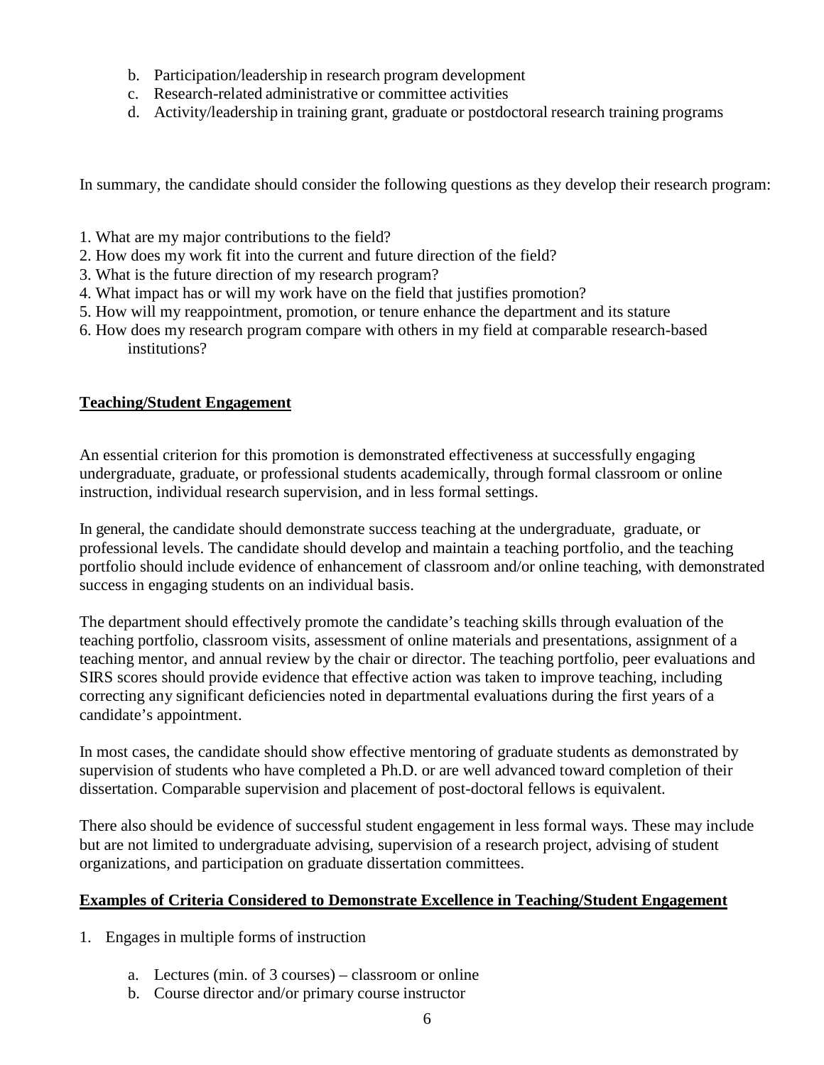b. Participation/leadership in research program development
c. Research-related administrative or committee activities
d. Activity/leadership in training grant, graduate or postdoctoral research training programs

In summary, the candidate should consider the following questions as they develop their research program:

1. What are my major contributions to the field?
2. How does my work fit into the current and future direction of the field?
3. What is the future direction of my research program?
4. What impact has or will my work have on the field that justifies promotion?
5. How will my reappointment, promotion, or tenure enhance the department and its stature
6. How does my research program compare with others in my field at comparable research-based institutions?

**Teaching/Student Engagement**

An essential criterion for this promotion is demonstrated effectiveness at successfully engaging undergraduate, graduate, or professional students academically, through formal classroom or online instruction, individual research supervision, and in less formal settings.

In general, the candidate should demonstrate success teaching at the undergraduate, graduate, or professional levels. The candidate should develop and maintain a teaching portfolio, and the teaching portfolio should include evidence of enhancement of classroom and/or online teaching, with demonstrated success in engaging students on an individual basis.

The department should effectively promote the candidate's teaching skills through evaluation of the teaching portfolio, classroom visits, assessment of online materials and presentations, assignment of a teaching mentor, and annual review by the chair or director. The teaching portfolio, peer evaluations and SIRS scores should provide evidence that effective action was taken to improve teaching, including correcting any significant deficiencies noted in departmental evaluations during the first years of a candidate's appointment.

In most cases, the candidate should show effective mentoring of graduate students as demonstrated by supervision of students who have completed a Ph.D. or are well advanced toward completion of their dissertation. Comparable supervision and placement of post-doctoral fellows is equivalent.

There also should be evidence of successful student engagement in less formal ways. These may include but are not limited to undergraduate advising, supervision of a research project, advising of student organizations, and participation on graduate dissertation committees.

**Examples of Criteria Considered to Demonstrate Excellence in Teaching/Student Engagement**

1. Engages in multiple forms of instruction

   a. Lectures (min. of 3 courses) – classroom or online
   b. Course director and/or primary course instructor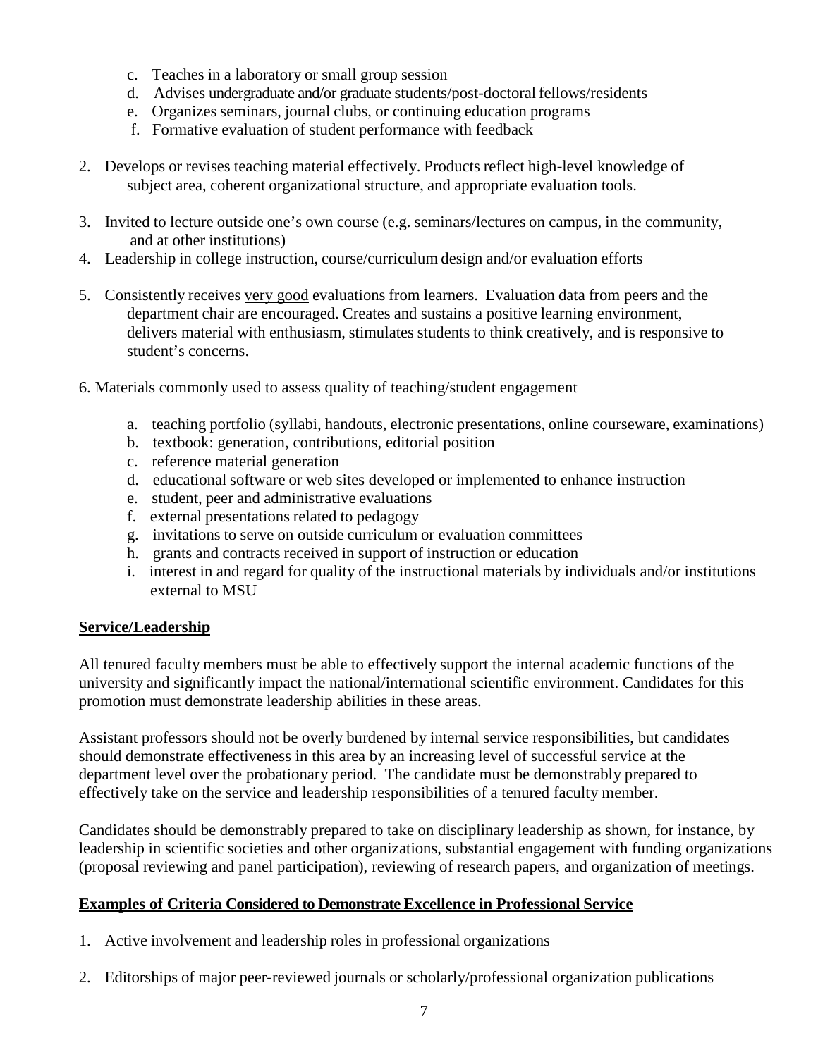c. Teaches in a laboratory or small group session
d. Advises undergraduate and/or graduate students/post-doctoral fellows/residents
e. Organizes seminars, journal clubs, or continuing education programs
f. Formative evaluation of student performance with feedback

2. Develops or revises teaching material effectively. Products reflect high-level knowledge of subject area, coherent organizational structure, and appropriate evaluation tools.

3. Invited to lecture outside one's own course (e.g. seminars/lectures on campus, in the community, and at other institutions)
4. Leadership in college instruction, course/curriculum design and/or evaluation efforts

5. Consistently receives very good evaluations from learners. Evaluation data from peers and the department chair are encouraged. Creates and sustains a positive learning environment, delivers material with enthusiasm, stimulates students to think creatively, and is responsive to student's concerns.

6. Materials commonly used to assess quality of teaching/student engagement

   a. teaching portfolio (syllabi, handouts, electronic presentations, online courseware, examinations)
   b. textbook: generation, contributions, editorial position
   c. reference material generation
   d. educational software or web sites developed or implemented to enhance instruction
   e. student, peer and administrative evaluations
   f. external presentations related to pedagogy
   g. invitations to serve on outside curriculum or evaluation committees
   h. grants and contracts received in support of instruction or education
   i. interest in and regard for quality of the instructional materials by individuals and/or institutions external to MSU

**Service/Leadership**

All tenured faculty members must be able to effectively support the internal academic functions of the university and significantly impact the national/international scientific environment. Candidates for this promotion must demonstrate leadership abilities in these areas.

Assistant professors should not be overly burdened by internal service responsibilities, but candidates should demonstrate effectiveness in this area by an increasing level of successful service at the department level over the probationary period. The candidate must be demonstrably prepared to effectively take on the service and leadership responsibilities of a tenured faculty member.

Candidates should be demonstrably prepared to take on disciplinary leadership as shown, for instance, by leadership in scientific societies and other organizations, substantial engagement with funding organizations (proposal reviewing and panel participation), reviewing of research papers, and organization of meetings.

**Examples of Criteria Considered to Demonstrate Excellence in Professional Service**

1. Active involvement and leadership roles in professional organizations

2. Editorships of major peer-reviewed journals or scholarly/professional organization publications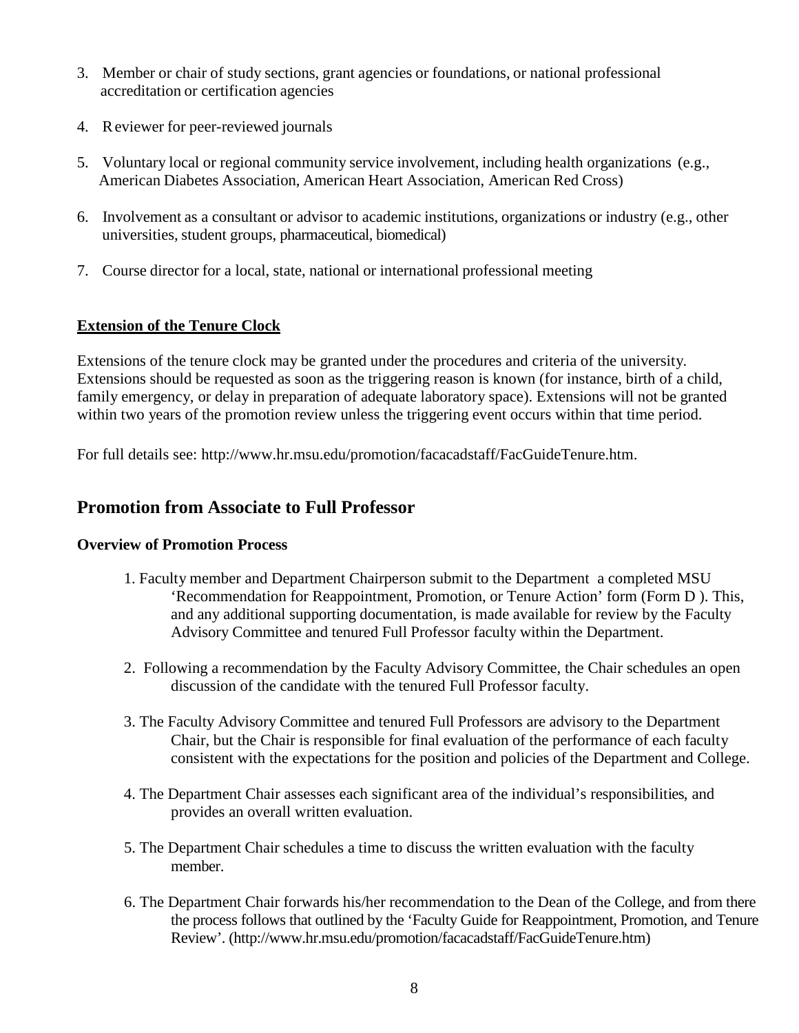3. Member or chair of study sections, grant agencies or foundations, or national professional accreditation or certification agencies

4. Reviewer for peer-reviewed journals

5. Voluntary local or regional community service involvement, including health organizations (e.g., American Diabetes Association, American Heart Association, American Red Cross)

6. Involvement as a consultant or advisor to academic institutions, organizations or industry (e.g., other universities, student groups, pharmaceutical, biomedical)

7. Course director for a local, state, national or international professional meeting

**Extension of the Tenure Clock**

Extensions of the tenure clock may be granted under the procedures and criteria of the university. Extensions should be requested as soon as the triggering reason is known (for instance, birth of a child, family emergency, or delay in preparation of adequate laboratory space). Extensions will not be granted within two years of the promotion review unless the triggering event occurs within that time period.

For full details see: http://www.hr.msu.edu/promotion/facacadstaff/FacGuideTenure.htm.

## Promotion from Associate to Full Professor

### Overview of Promotion Process

1. Faculty member and Department Chairperson submit to the Department a completed MSU 'Recommendation for Reappointment, Promotion, or Tenure Action' form (Form D ). This, and any additional supporting documentation, is made available for review by the Faculty Advisory Committee and tenured Full Professor faculty within the Department.

2. Following a recommendation by the Faculty Advisory Committee, the Chair schedules an open discussion of the candidate with the tenured Full Professor faculty.

3. The Faculty Advisory Committee and tenured Full Professors are advisory to the Department Chair, but the Chair is responsible for final evaluation of the performance of each faculty consistent with the expectations for the position and policies of the Department and College.

4. The Department Chair assesses each significant area of the individual's responsibilities, and provides an overall written evaluation.

5. The Department Chair schedules a time to discuss the written evaluation with the faculty member.

6. The Department Chair forwards his/her recommendation to the Dean of the College, and from there the process follows that outlined by the 'Faculty Guide for Reappointment, Promotion, and Tenure Review'. (http://www.hr.msu.edu/promotion/facacadstaff/FacGuideTenure.htm)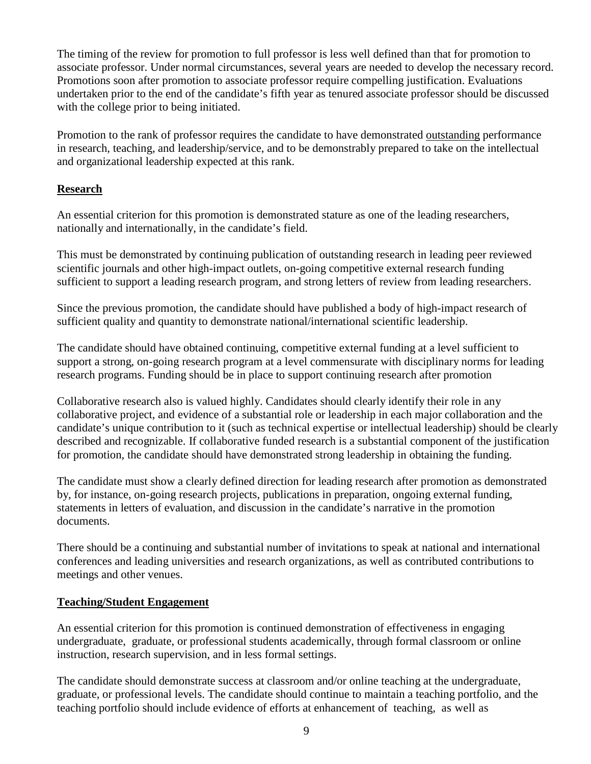The timing of the review for promotion to full professor is less well defined than that for promotion to associate professor. Under normal circumstances, several years are needed to develop the necessary record. Promotions soon after promotion to associate professor require compelling justification. Evaluations undertaken prior to the end of the candidate's fifth year as tenured associate professor should be discussed with the college prior to being initiated.

Promotion to the rank of professor requires the candidate to have demonstrated <u>outstanding</u> performance in research, teaching, and leadership/service, and to be demonstrably prepared to take on the intellectual and organizational leadership expected at this rank.

## Research

An essential criterion for this promotion is demonstrated stature as one of the leading researchers, nationally and internationally, in the candidate's field.

This must be demonstrated by continuing publication of outstanding research in leading peer reviewed scientific journals and other high-impact outlets, on-going competitive external research funding sufficient to support a leading research program, and strong letters of review from leading researchers.

Since the previous promotion, the candidate should have published a body of high-impact research of sufficient quality and quantity to demonstrate national/international scientific leadership.

The candidate should have obtained continuing, competitive external funding at a level sufficient to support a strong, on-going research program at a level commensurate with disciplinary norms for leading research programs. Funding should be in place to support continuing research after promotion

Collaborative research also is valued highly. Candidates should clearly identify their role in any collaborative project, and evidence of a substantial role or leadership in each major collaboration and the candidate's unique contribution to it (such as technical expertise or intellectual leadership) should be clearly described and recognizable. If collaborative funded research is a substantial component of the justification for promotion, the candidate should have demonstrated strong leadership in obtaining the funding.

The candidate must show a clearly defined direction for leading research after promotion as demonstrated by, for instance, on-going research projects, publications in preparation, ongoing external funding, statements in letters of evaluation, and discussion in the candidate's narrative in the promotion documents.

There should be a continuing and substantial number of invitations to speak at national and international conferences and leading universities and research organizations, as well as contributed contributions to meetings and other venues.

## Teaching/Student Engagement

An essential criterion for this promotion is continued demonstration of effectiveness in engaging undergraduate, graduate, or professional students academically, through formal classroom or online instruction, research supervision, and in less formal settings.

The candidate should demonstrate success at classroom and/or online teaching at the undergraduate, graduate, or professional levels. The candidate should continue to maintain a teaching portfolio, and the teaching portfolio should include evidence of efforts at enhancement of teaching, as well as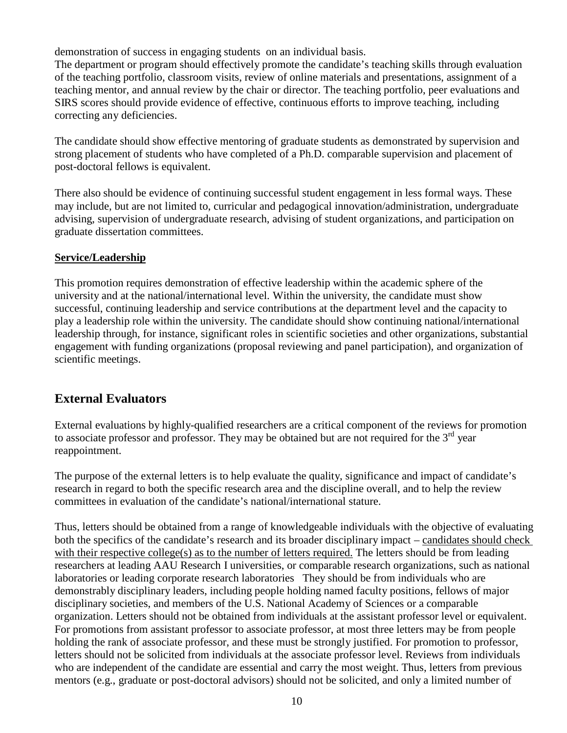demonstration of success in engaging students on an individual basis.

The department or program should effectively promote the candidate's teaching skills through evaluation of the teaching portfolio, classroom visits, review of online materials and presentations, assignment of a teaching mentor, and annual review by the chair or director. The teaching portfolio, peer evaluations and SIRS scores should provide evidence of effective, continuous efforts to improve teaching, including correcting any deficiencies.

The candidate should show effective mentoring of graduate students as demonstrated by supervision and strong placement of students who have completed of a Ph.D. comparable supervision and placement of post-doctoral fellows is equivalent.

There also should be evidence of continuing successful student engagement in less formal ways. These may include, but are not limited to, curricular and pedagogical innovation/administration, undergraduate advising, supervision of undergraduate research, advising of student organizations, and participation on graduate dissertation committees.

**Service/Leadership**

This promotion requires demonstration of effective leadership within the academic sphere of the university and at the national/international level. Within the university, the candidate must show successful, continuing leadership and service contributions at the department level and the capacity to play a leadership role within the university. The candidate should show continuing national/international leadership through, for instance, significant roles in scientific societies and other organizations, substantial engagement with funding organizations (proposal reviewing and panel participation), and organization of scientific meetings.

## External Evaluators

External evaluations by highly-qualified researchers are a critical component of the reviews for promotion to associate professor and professor. They may be obtained but are not required for the 3rd year reappointment.

The purpose of the external letters is to help evaluate the quality, significance and impact of candidate's research in regard to both the specific research area and the discipline overall, and to help the review committees in evaluation of the candidate's national/international stature.

Thus, letters should be obtained from a range of knowledgeable individuals with the objective of evaluating both the specifics of the candidate's research and its broader disciplinary impact – candidates should check with their respective college(s) as to the number of letters required. The letters should be from leading researchers at leading AAU Research I universities, or comparable research organizations, such as national laboratories or leading corporate research laboratories They should be from individuals who are demonstrably disciplinary leaders, including people holding named faculty positions, fellows of major disciplinary societies, and members of the U.S. National Academy of Sciences or a comparable organization. Letters should not be obtained from individuals at the assistant professor level or equivalent. For promotions from assistant professor to associate professor, at most three letters may be from people holding the rank of associate professor, and these must be strongly justified. For promotion to professor, letters should not be solicited from individuals at the associate professor level. Reviews from individuals who are independent of the candidate are essential and carry the most weight. Thus, letters from previous mentors (e.g., graduate or post-doctoral advisors) should not be solicited, and only a limited number of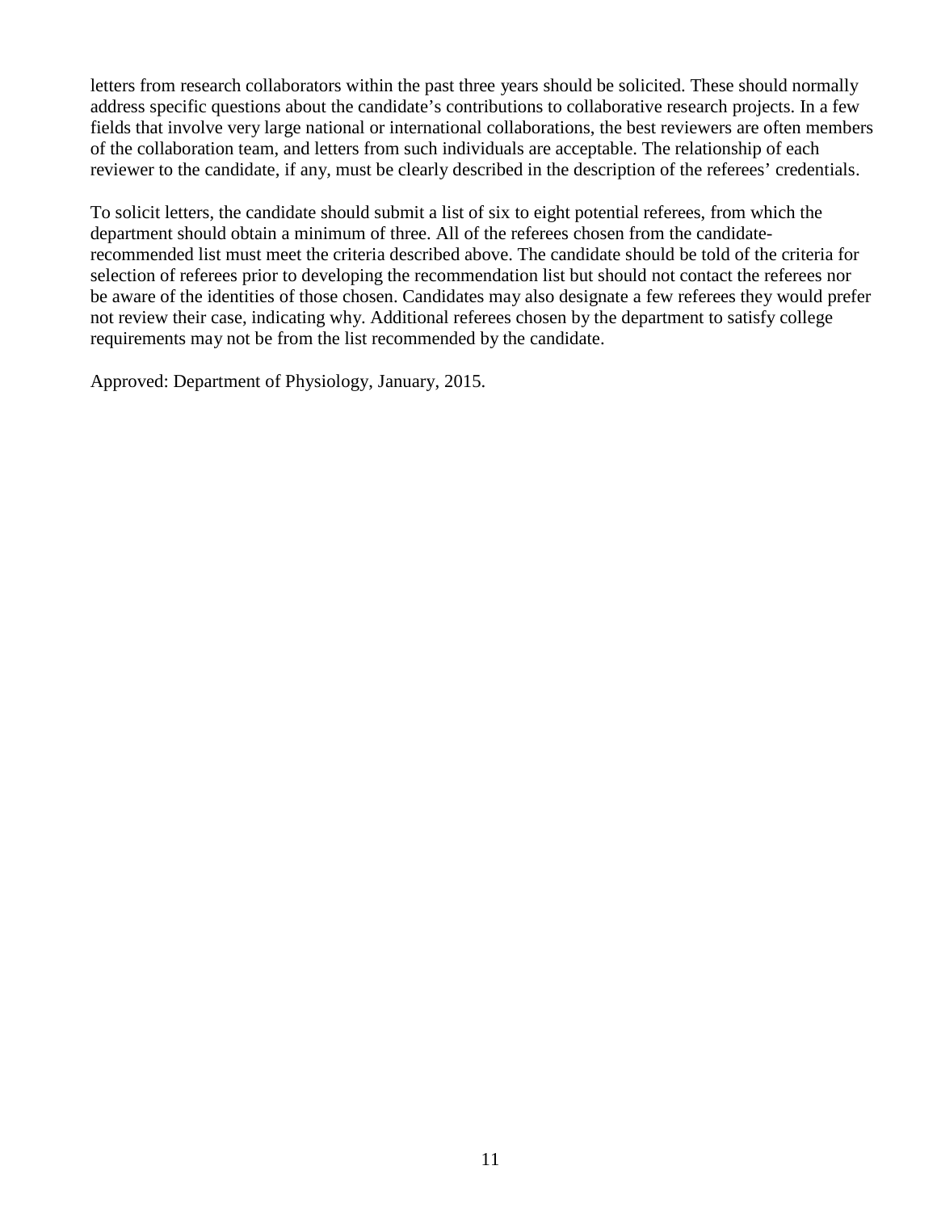letters from research collaborators within the past three years should be solicited. These should normally address specific questions about the candidate's contributions to collaborative research projects. In a few fields that involve very large national or international collaborations, the best reviewers are often members of the collaboration team, and letters from such individuals are acceptable. The relationship of each reviewer to the candidate, if any, must be clearly described in the description of the referees' credentials.

To solicit letters, the candidate should submit a list of six to eight potential referees, from which the department should obtain a minimum of three. All of the referees chosen from the candidate-recommended list must meet the criteria described above. The candidate should be told of the criteria for selection of referees prior to developing the recommendation list but should not contact the referees nor be aware of the identities of those chosen. Candidates may also designate a few referees they would prefer not review their case, indicating why. Additional referees chosen by the department to satisfy college requirements may not be from the list recommended by the candidate.

Approved: Department of Physiology, January, 2015.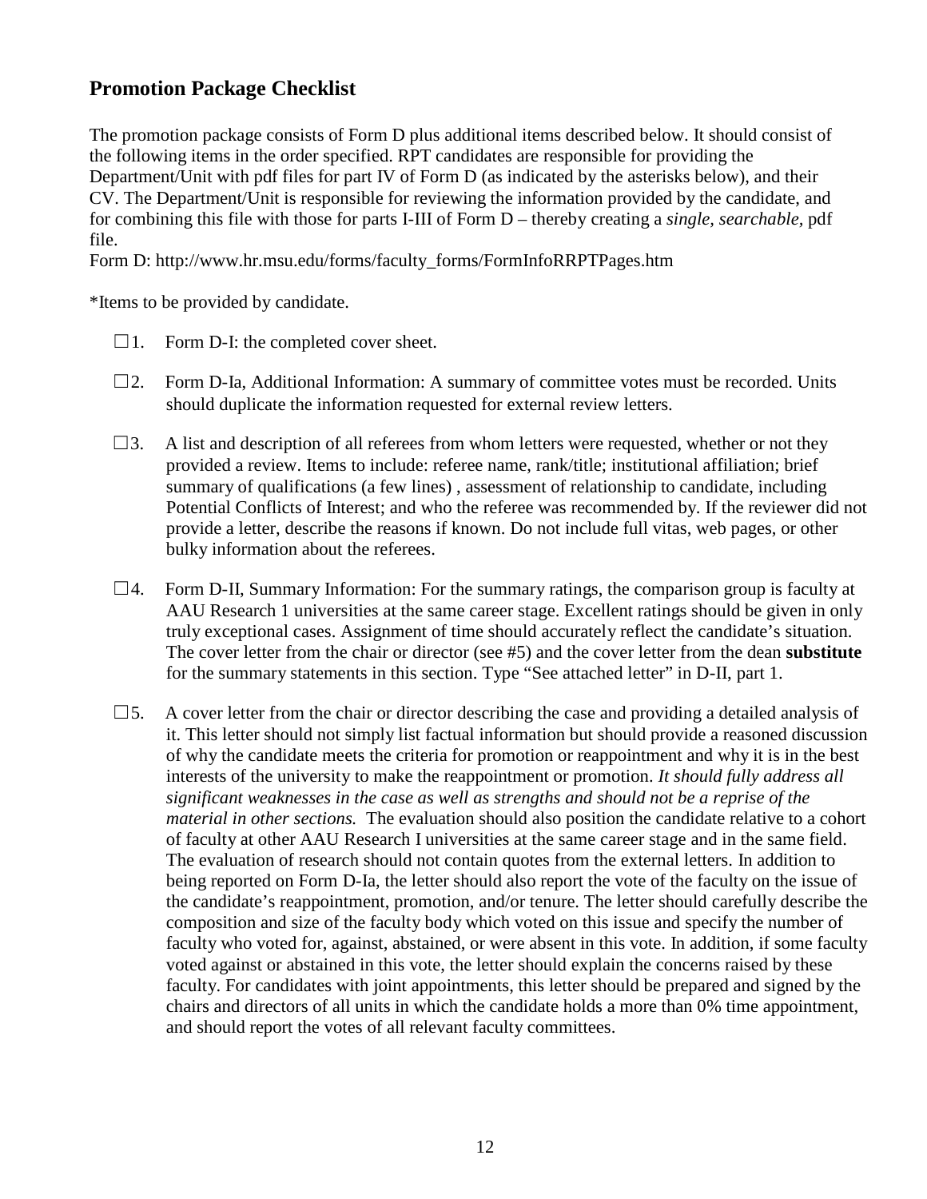## Promotion Package Checklist

The promotion package consists of Form D plus additional items described below. It should consist of the following items in the order specified. RPT candidates are responsible for providing the Department/Unit with pdf files for part IV of Form D (as indicated by the asterisks below), and their CV. The Department/Unit is responsible for reviewing the information provided by the candidate, and for combining this file with those for parts I-III of Form D – thereby creating a *single, searchable,* pdf file.

Form D: http://www.hr.msu.edu/forms/faculty_forms/FormInfoRRPTPages.htm

*Items to be provided by candidate.

☐1. Form D-I: the completed cover sheet.

☐2. Form D-Ia, Additional Information: A summary of committee votes must be recorded. Units should duplicate the information requested for external review letters.

☐3. A list and description of all referees from whom letters were requested, whether or not they provided a review. Items to include: referee name, rank/title; institutional affiliation; brief summary of qualifications (a few lines) , assessment of relationship to candidate, including Potential Conflicts of Interest; and who the referee was recommended by. If the reviewer did not provide a letter, describe the reasons if known. Do not include full vitas, web pages, or other bulky information about the referees.

☐4. Form D-II, Summary Information: For the summary ratings, the comparison group is faculty at AAU Research 1 universities at the same career stage. Excellent ratings should be given in only truly exceptional cases. Assignment of time should accurately reflect the candidate's situation. The cover letter from the chair or director (see #5) and the cover letter from the dean **substitute** for the summary statements in this section. Type "See attached letter" in D-II, part 1.

☐5. A cover letter from the chair or director describing the case and providing a detailed analysis of it. This letter should not simply list factual information but should provide a reasoned discussion of why the candidate meets the criteria for promotion or reappointment and why it is in the best interests of the university to make the reappointment or promotion. *It should fully address all significant weaknesses in the case as well as strengths and should not be a reprise of the material in other sections.* The evaluation should also position the candidate relative to a cohort of faculty at other AAU Research I universities at the same career stage and in the same field. The evaluation of research should not contain quotes from the external letters. In addition to being reported on Form D-Ia, the letter should also report the vote of the faculty on the issue of the candidate's reappointment, promotion, and/or tenure. The letter should carefully describe the composition and size of the faculty body which voted on this issue and specify the number of faculty who voted for, against, abstained, or were absent in this vote. In addition, if some faculty voted against or abstained in this vote, the letter should explain the concerns raised by these faculty. For candidates with joint appointments, this letter should be prepared and signed by the chairs and directors of all units in which the candidate holds a more than 0% time appointment, and should report the votes of all relevant faculty committees.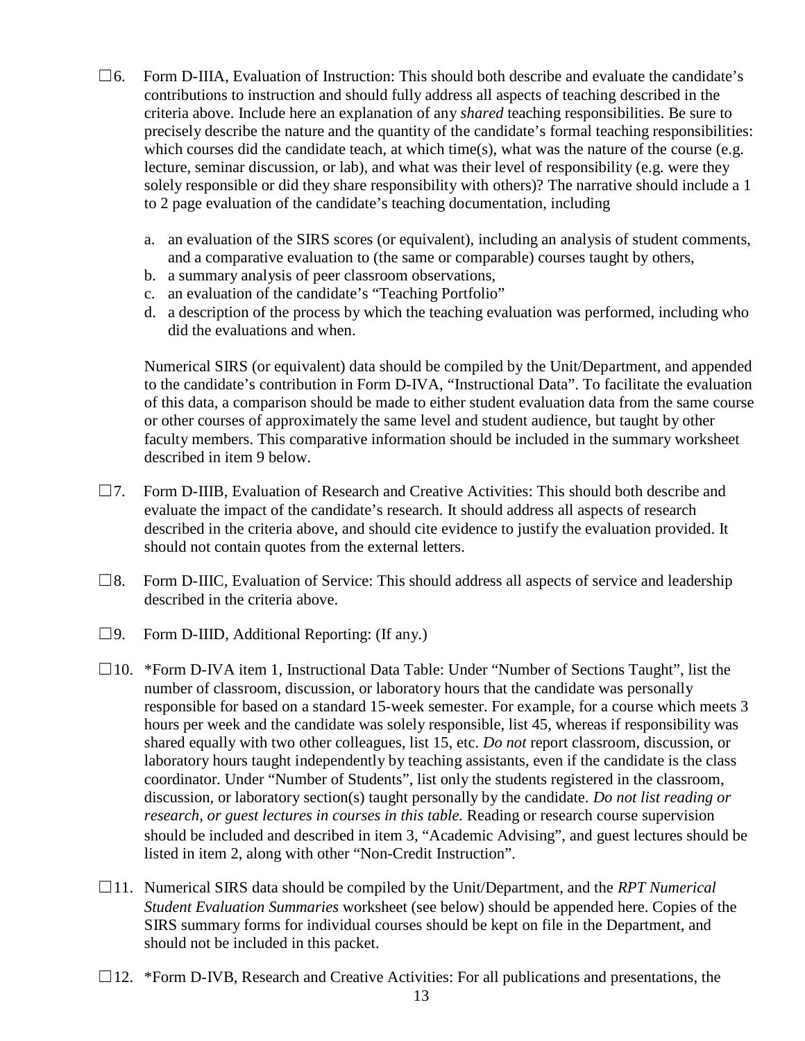☐6. Form D-IIIA, Evaluation of Instruction: This should both describe and evaluate the candidate's contributions to instruction and should fully address all aspects of teaching described in the criteria above. Include here an explanation of any *shared* teaching responsibilities. Be sure to precisely describe the nature and the quantity of the candidate's formal teaching responsibilities: which courses did the candidate teach, at which time(s), what was the nature of the course (e.g. lecture, seminar discussion, or lab), and what was their level of responsibility (e.g. were they solely responsible or did they share responsibility with others)? The narrative should include a 1 to 2 page evaluation of the candidate's teaching documentation, including

a. an evaluation of the SIRS scores (or equivalent), including an analysis of student comments, and a comparative evaluation to (the same or comparable) courses taught by others,
b. a summary analysis of peer classroom observations,
c. an evaluation of the candidate's "Teaching Portfolio"
d. a description of the process by which the teaching evaluation was performed, including who did the evaluations and when.

Numerical SIRS (or equivalent) data should be compiled by the Unit/Department, and appended to the candidate's contribution in Form D-IVA, "Instructional Data". To facilitate the evaluation of this data, a comparison should be made to either student evaluation data from the same course or other courses of approximately the same level and student audience, but taught by other faculty members. This comparative information should be included in the summary worksheet described in item 9 below.

☐7. Form D-IIIB, Evaluation of Research and Creative Activities: This should both describe and evaluate the impact of the candidate's research. It should address all aspects of research described in the criteria above, and should cite evidence to justify the evaluation provided. It should not contain quotes from the external letters.

☐8. Form D-IIIC, Evaluation of Service: This should address all aspects of service and leadership described in the criteria above.

☐9. Form D-IIID, Additional Reporting: (If any.)

☐10. *Form D-IVA item 1, Instructional Data Table: Under "Number of Sections Taught", list the number of classroom, discussion, or laboratory hours that the candidate was personally responsible for based on a standard 15-week semester. For example, for a course which meets 3 hours per week and the candidate was solely responsible, list 45, whereas if responsibility was shared equally with two other colleagues, list 15, etc. *Do not* report classroom, discussion, or laboratory hours taught independently by teaching assistants, even if the candidate is the class coordinator. Under "Number of Students", list only the students registered in the classroom, discussion, or laboratory section(s) taught personally by the candidate. *Do not list reading or research, or guest lectures in courses in this table.* Reading or research course supervision should be included and described in item 3, "Academic Advising", and guest lectures should be listed in item 2, along with other "Non-Credit Instruction".

☐11. Numerical SIRS data should be compiled by the Unit/Department, and the *RPT Numerical Student Evaluation Summaries* worksheet (see below) should be appended here. Copies of the SIRS summary forms for individual courses should be kept on file in the Department, and should not be included in this packet.

☐12. *Form D-IVB, Research and Creative Activities: For all publications and presentations, the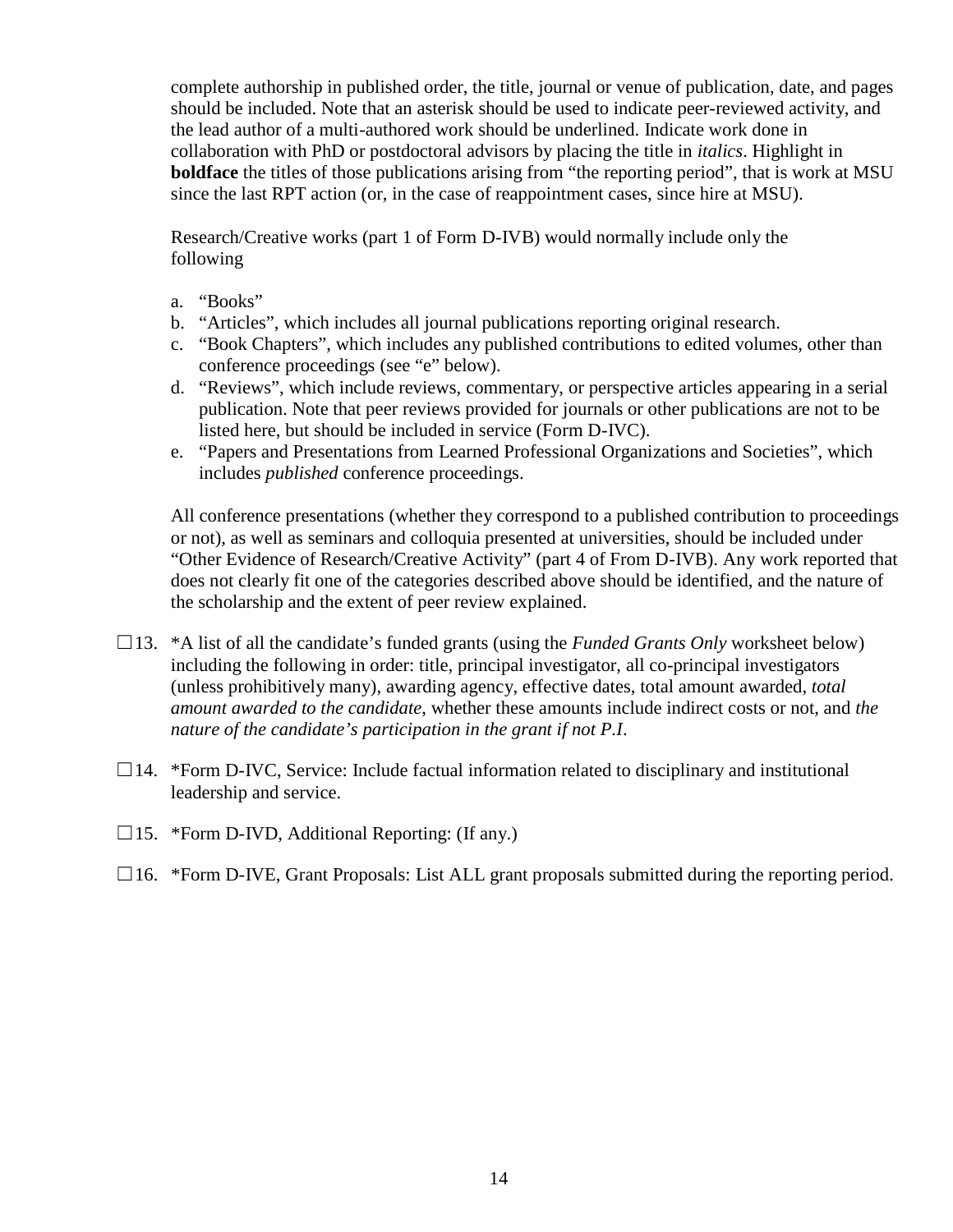complete authorship in published order, the title, journal or venue of publication, date, and pages should be included. Note that an asterisk should be used to indicate peer-reviewed activity, and the lead author of a multi-authored work should be underlined. Indicate work done in collaboration with PhD or postdoctoral advisors by placing the title in *italics*. Highlight in **boldface** the titles of those publications arising from "the reporting period", that is work at MSU since the last RPT action (or, in the case of reappointment cases, since hire at MSU).

Research/Creative works (part 1 of Form D-IVB) would normally include only the following

a. "Books"
b. "Articles", which includes all journal publications reporting original research.
c. "Book Chapters", which includes any published contributions to edited volumes, other than conference proceedings (see "e" below).
d. "Reviews", which include reviews, commentary, or perspective articles appearing in a serial publication. Note that peer reviews provided for journals or other publications are not to be listed here, but should be included in service (Form D-IVC).
e. "Papers and Presentations from Learned Professional Organizations and Societies", which includes *published* conference proceedings.

All conference presentations (whether they correspond to a published contribution to proceedings or not), as well as seminars and colloquia presented at universities, should be included under "Other Evidence of Research/Creative Activity" (part 4 of From D-IVB). Any work reported that does not clearly fit one of the categories described above should be identified, and the nature of the scholarship and the extent of peer review explained.

☐13. *A list of all the candidate's funded grants (using the *Funded Grants Only* worksheet below) including the following in order: title, principal investigator, all co-principal investigators (unless prohibitively many), awarding agency, effective dates, total amount awarded, *total amount awarded to the candidate*, whether these amounts include indirect costs or not, and *the nature of the candidate's participation in the grant if not P.I.*

☐14. *Form D-IVC, Service: Include factual information related to disciplinary and institutional leadership and service.

☐15. *Form D-IVD, Additional Reporting: (If any.)

☐16. *Form D-IVE, Grant Proposals: List ALL grant proposals submitted during the reporting period.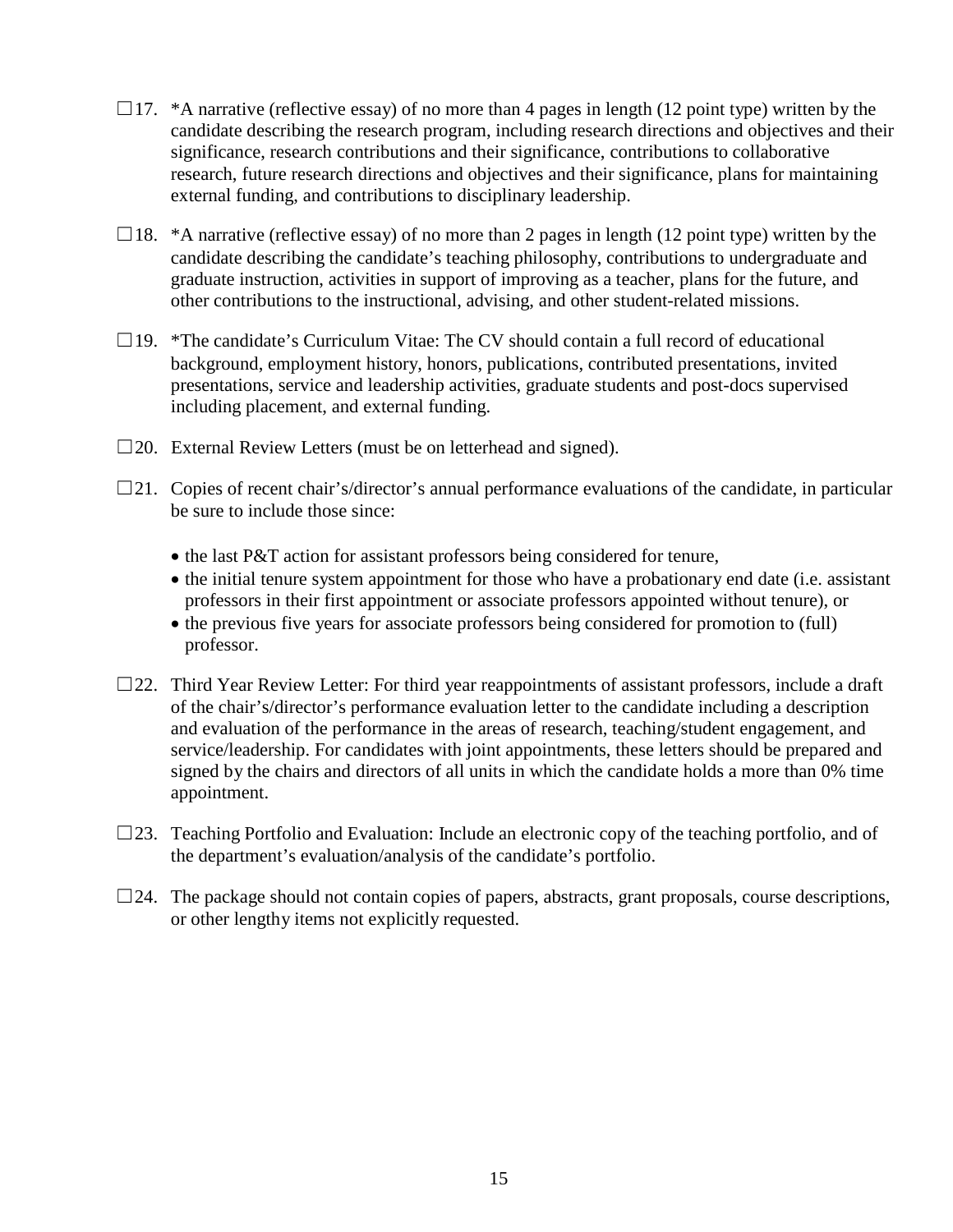☐17. *A narrative (reflective essay) of no more than 4 pages in length (12 point type) written by the candidate describing the research program, including research directions and objectives and their significance, research contributions and their significance, contributions to collaborative research, future research directions and objectives and their significance, plans for maintaining external funding, and contributions to disciplinary leadership.

☐18. *A narrative (reflective essay) of no more than 2 pages in length (12 point type) written by the candidate describing the candidate's teaching philosophy, contributions to undergraduate and graduate instruction, activities in support of improving as a teacher, plans for the future, and other contributions to the instructional, advising, and other student-related missions.

☐19. *The candidate's Curriculum Vitae: The CV should contain a full record of educational background, employment history, honors, publications, contributed presentations, invited presentations, service and leadership activities, graduate students and post-docs supervised including placement, and external funding.

☐20. External Review Letters (must be on letterhead and signed).

☐21. Copies of recent chair's/director's annual performance evaluations of the candidate, in particular be sure to include those since:

- the last P&T action for assistant professors being considered for tenure,
- the initial tenure system appointment for those who have a probationary end date (i.e. assistant professors in their first appointment or associate professors appointed without tenure), or
- the previous five years for associate professors being considered for promotion to (full) professor.

☐22. Third Year Review Letter: For third year reappointments of assistant professors, include a draft of the chair's/director's performance evaluation letter to the candidate including a description and evaluation of the performance in the areas of research, teaching/student engagement, and service/leadership. For candidates with joint appointments, these letters should be prepared and signed by the chairs and directors of all units in which the candidate holds a more than 0% time appointment.

☐23. Teaching Portfolio and Evaluation: Include an electronic copy of the teaching portfolio, and of the department's evaluation/analysis of the candidate's portfolio.

☐24. The package should not contain copies of papers, abstracts, grant proposals, course descriptions, or other lengthy items not explicitly requested.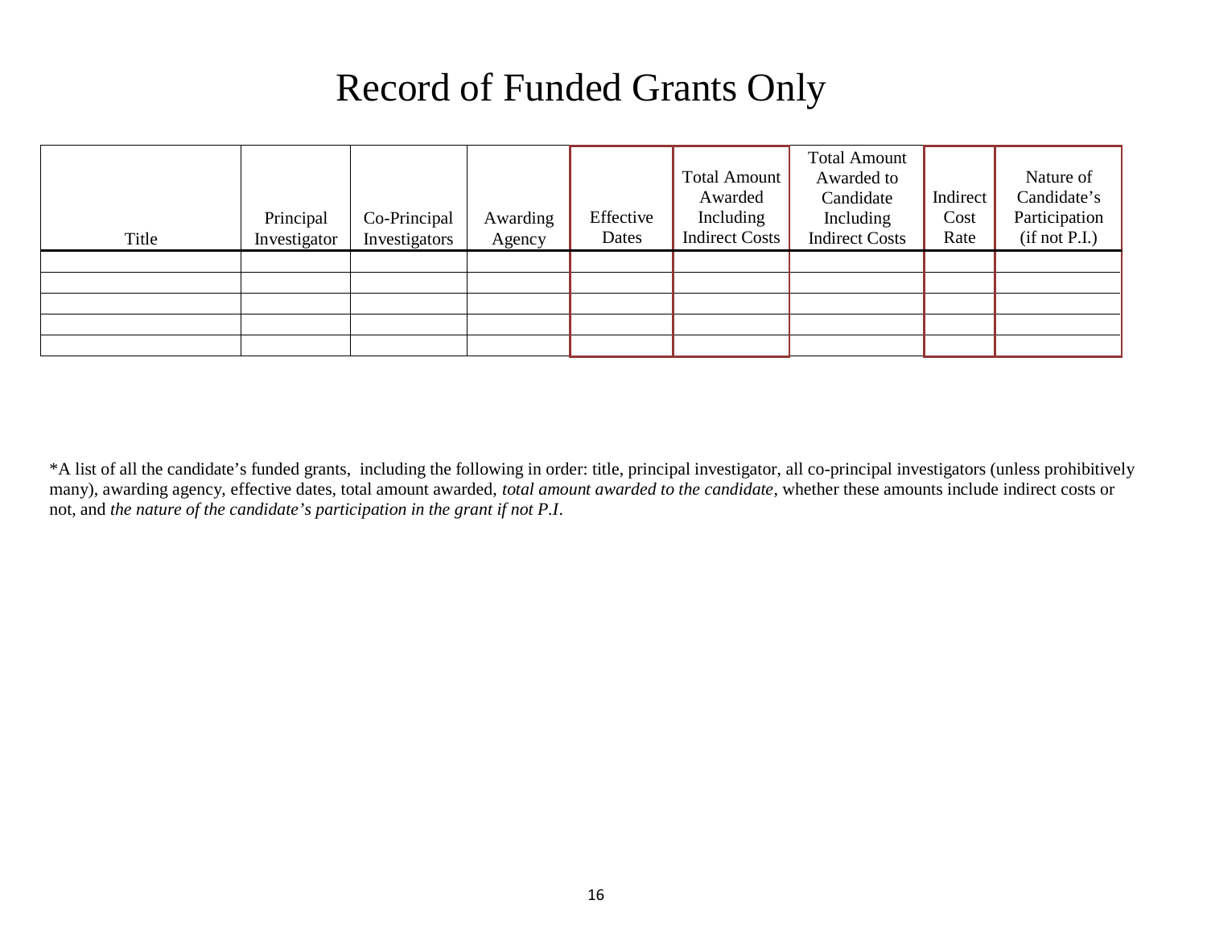# Record of Funded Grants Only

| Title | Principal Investigator | Co-Principal Investigators | Awarding Agency | Effective Dates | Total Amount Awarded Including Indirect Costs | Total Amount Awarded to Candidate Including Indirect Costs | Indirect Cost Rate | Nature of Candidate's Participation (if not P.I.) |
|---|---|---|---|---|---|---|---|---|
| | | | | | | | | |
| | | | | | | | | |
| | | | | | | | | |
| | | | | | | | | |
| | | | | | | | | |

*A list of all the candidate's funded grants, including the following in order: title, principal investigator, all co-principal investigators (unless prohibitively many), awarding agency, effective dates, total amount awarded, *total amount awarded to the candidate*, whether these amounts include indirect costs or not, and *the nature of the candidate's participation in the grant if not P.I*.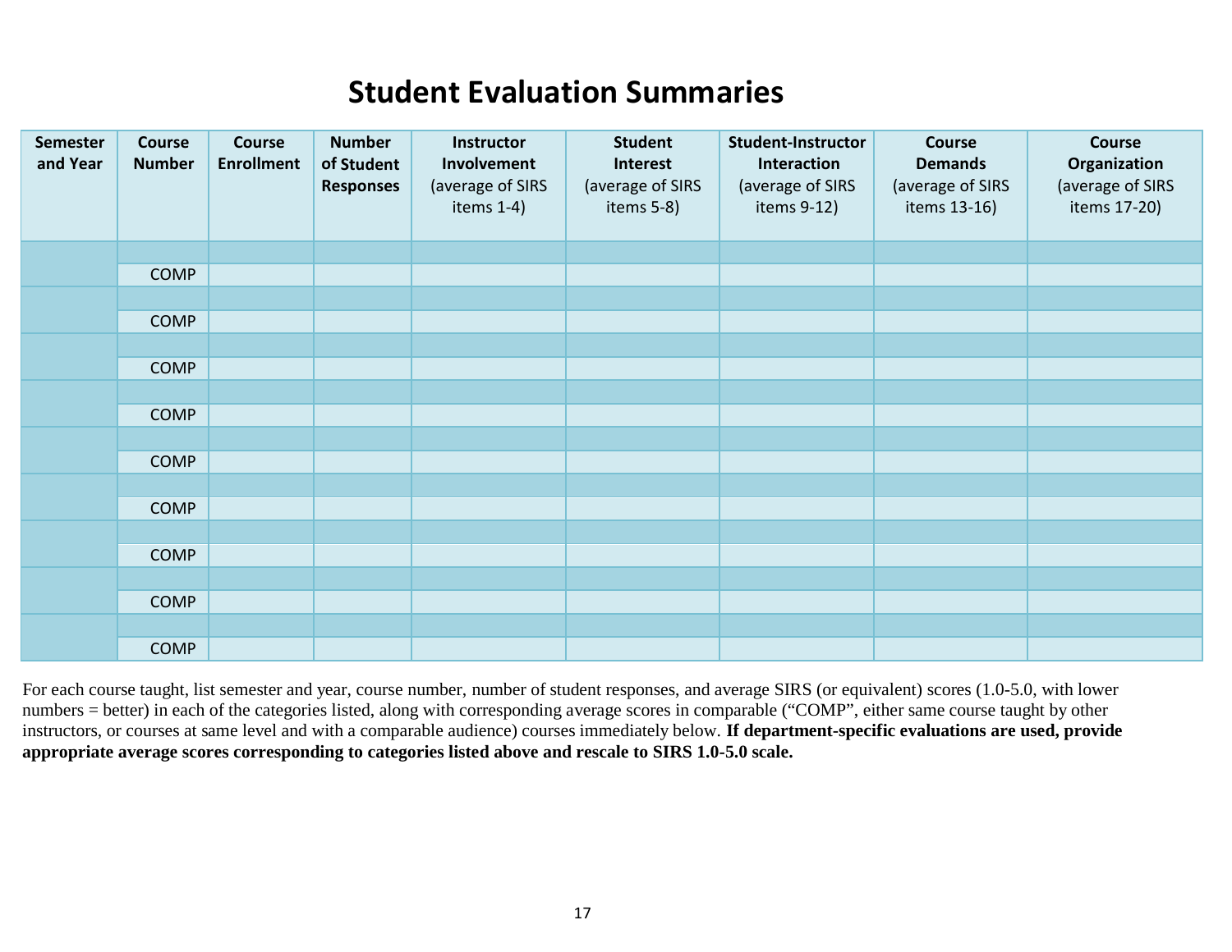# Student Evaluation Summaries

| Semester and Year | Course Number | Course Enrollment | Number of Student Responses | Instructor Involvement (average of SIRS items 1-4) | Student Interest (average of SIRS items 5-8) | Student-Instructor Interaction (average of SIRS items 9-12) | Course Demands (average of SIRS items 13-16) | Course Organization (average of SIRS items 17-20) |
|---|---|---|---|---|---|---|---|---|
| | | | | | | | | |
| | COMP | | | | | | | |
| | | | | | | | | |
| | COMP | | | | | | | |
| | | | | | | | | |
| | COMP | | | | | | | |
| | | | | | | | | |
| | COMP | | | | | | | |
| | | | | | | | | |
| | COMP | | | | | | | |
| | | | | | | | | |
| | COMP | | | | | | | |
| | | | | | | | | |
| | COMP | | | | | | | |
| | | | | | | | | |
| | COMP | | | | | | | |
| | | | | | | | | |
| | COMP | | | | | | | |

For each course taught, list semester and year, course number, number of student responses, and average SIRS (or equivalent) scores (1.0-5.0, with lower numbers = better) in each of the categories listed, along with corresponding average scores in comparable ("COMP", either same course taught by other instructors, or courses at same level and with a comparable audience) courses immediately below. **If department-specific evaluations are used, provide appropriate average scores corresponding to categories listed above and rescale to SIRS 1.0-5.0 scale.**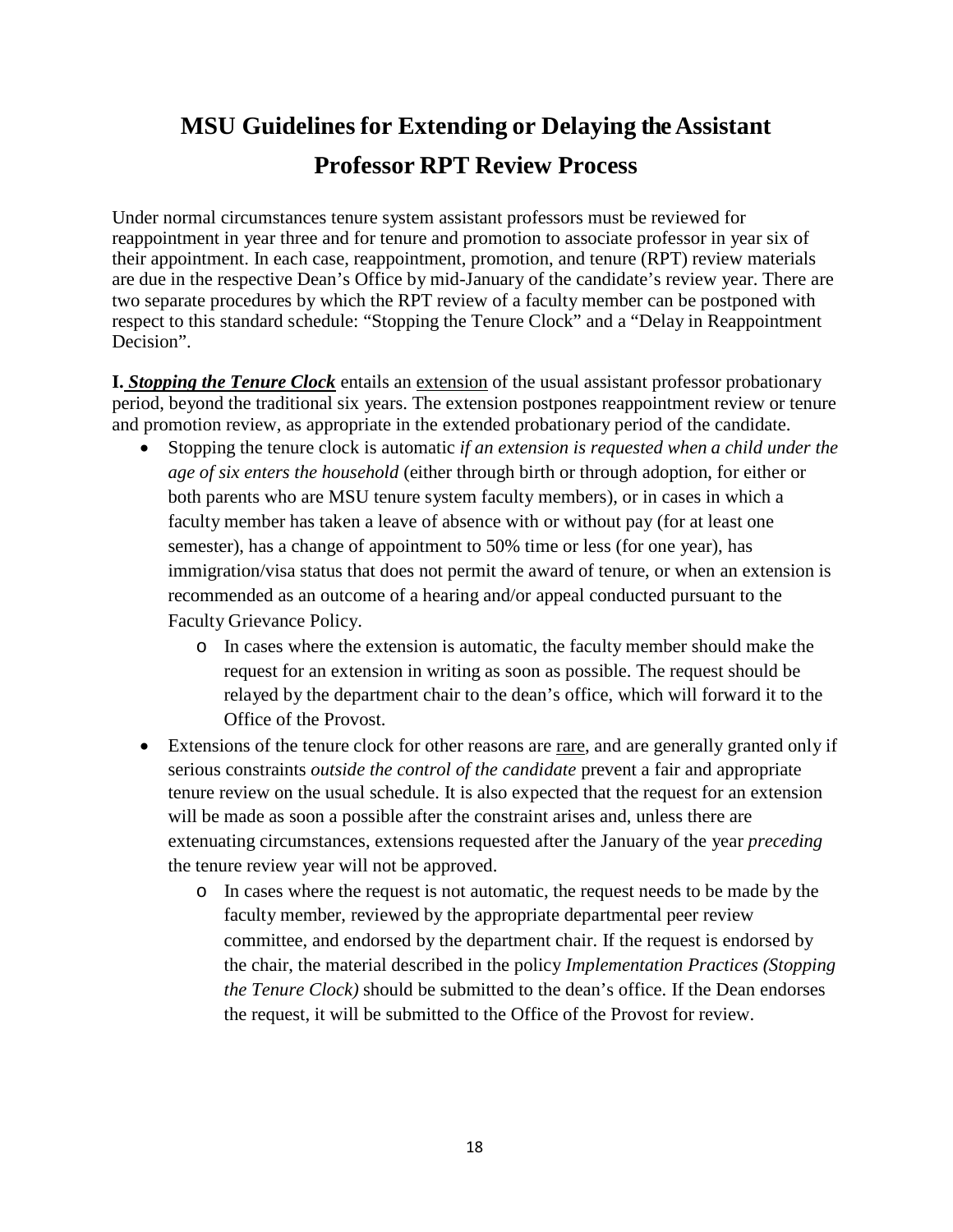# MSU Guidelines for Extending or Delaying the Assistant Professor RPT Review Process

Under normal circumstances tenure system assistant professors must be reviewed for reappointment in year three and for tenure and promotion to associate professor in year six of their appointment. In each case, reappointment, promotion, and tenure (RPT) review materials are due in the respective Dean's Office by mid-January of the candidate's review year. There are two separate procedures by which the RPT review of a faculty member can be postponed with respect to this standard schedule: "Stopping the Tenure Clock" and a "Delay in Reappointment Decision".

**I. *Stopping the Tenure Clock*** entails an extension of the usual assistant professor probationary period, beyond the traditional six years. The extension postpones reappointment review or tenure and promotion review, as appropriate in the extended probationary period of the candidate.

- Stopping the tenure clock is automatic *if an extension is requested when a child under the age of six enters the household* (either through birth or through adoption, for either or both parents who are MSU tenure system faculty members), or in cases in which a faculty member has taken a leave of absence with or without pay (for at least one semester), has a change of appointment to 50% time or less (for one year), has immigration/visa status that does not permit the award of tenure, or when an extension is recommended as an outcome of a hearing and/or appeal conducted pursuant to the Faculty Grievance Policy.
    - In cases where the extension is automatic, the faculty member should make the request for an extension in writing as soon as possible. The request should be relayed by the department chair to the dean's office, which will forward it to the Office of the Provost.
- Extensions of the tenure clock for other reasons are rare, and are generally granted only if serious constraints *outside the control of the candidate* prevent a fair and appropriate tenure review on the usual schedule. It is also expected that the request for an extension will be made as soon a possible after the constraint arises and, unless there are extenuating circumstances, extensions requested after the January of the year *preceding* the tenure review year will not be approved.
    - In cases where the request is not automatic, the request needs to be made by the faculty member, reviewed by the appropriate departmental peer review committee, and endorsed by the department chair. If the request is endorsed by the chair, the material described in the policy *Implementation Practices (Stopping the Tenure Clock)* should be submitted to the dean's office. If the Dean endorses the request, it will be submitted to the Office of the Provost for review.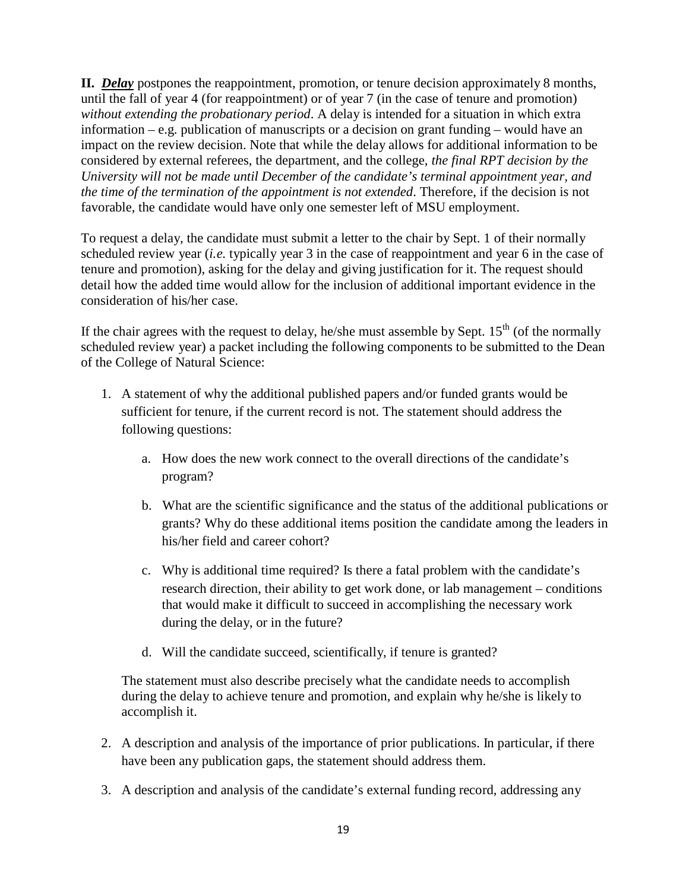**II.** ***Delay*** postpones the reappointment, promotion, or tenure decision approximately 8 months, until the fall of year 4 (for reappointment) or of year 7 (in the case of tenure and promotion) *without extending the probationary period*. A delay is intended for a situation in which extra information – e.g. publication of manuscripts or a decision on grant funding – would have an impact on the review decision. Note that while the delay allows for additional information to be considered by external referees, the department, and the college, *the final RPT decision by the University will not be made until December of the candidate's terminal appointment year, and the time of the termination of the appointment is not extended*. Therefore, if the decision is not favorable, the candidate would have only one semester left of MSU employment.

To request a delay, the candidate must submit a letter to the chair by Sept. 1 of their normally scheduled review year (*i.e.* typically year 3 in the case of reappointment and year 6 in the case of tenure and promotion), asking for the delay and giving justification for it. The request should detail how the added time would allow for the inclusion of additional important evidence in the consideration of his/her case.

If the chair agrees with the request to delay, he/she must assemble by Sept. 15th (of the normally scheduled review year) a packet including the following components to be submitted to the Dean of the College of Natural Science:

1. A statement of why the additional published papers and/or funded grants would be sufficient for tenure, if the current record is not. The statement should address the following questions:

    a. How does the new work connect to the overall directions of the candidate's program?

    b. What are the scientific significance and the status of the additional publications or grants? Why do these additional items position the candidate among the leaders in his/her field and career cohort?

    c. Why is additional time required? Is there a fatal problem with the candidate's research direction, their ability to get work done, or lab management – conditions that would make it difficult to succeed in accomplishing the necessary work during the delay, or in the future?

    d. Will the candidate succeed, scientifically, if tenure is granted?

    The statement must also describe precisely what the candidate needs to accomplish during the delay to achieve tenure and promotion, and explain why he/she is likely to accomplish it.

2. A description and analysis of the importance of prior publications. In particular, if there have been any publication gaps, the statement should address them.

3. A description and analysis of the candidate's external funding record, addressing any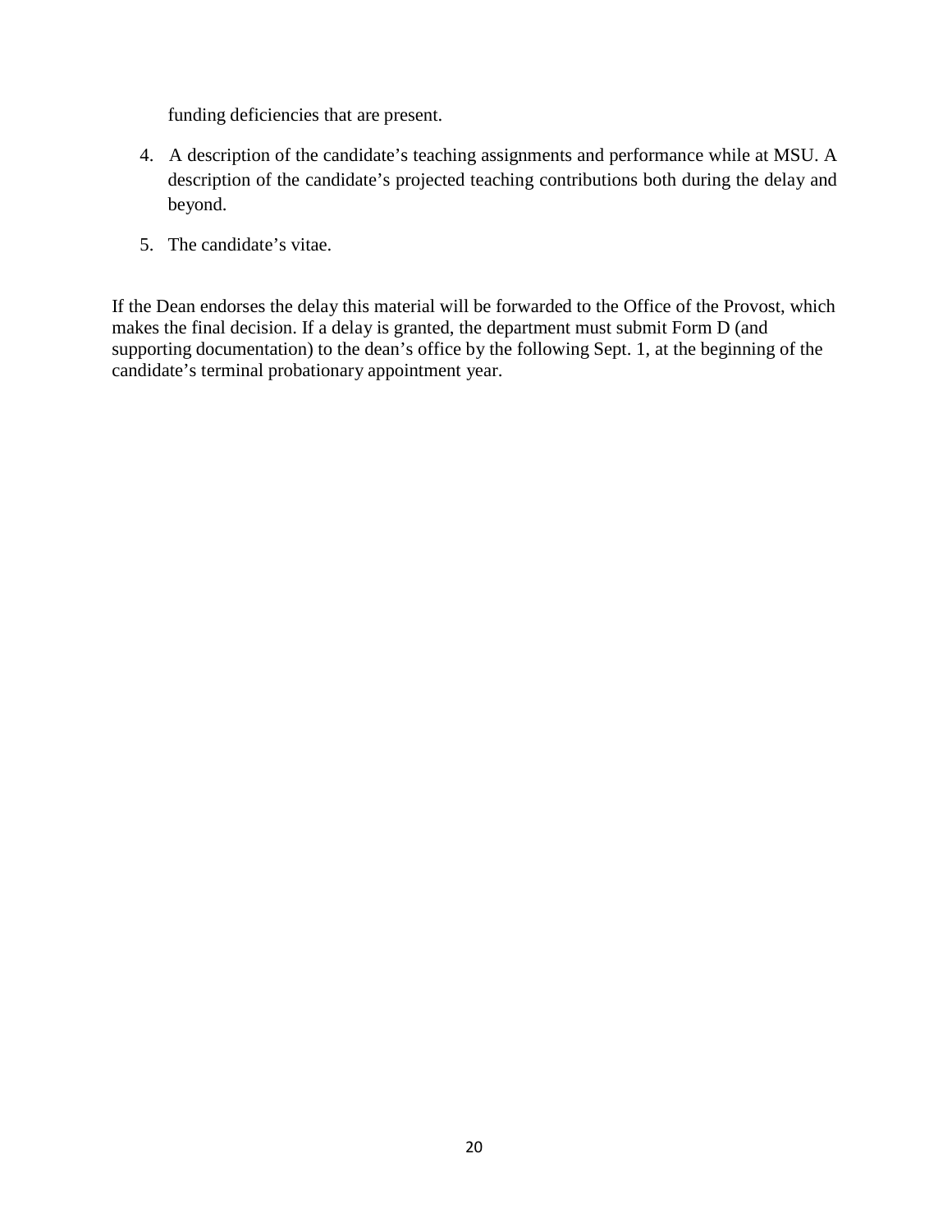funding deficiencies that are present.

4. A description of the candidate's teaching assignments and performance while at MSU. A description of the candidate's projected teaching contributions both during the delay and beyond.

5. The candidate's vitae.

If the Dean endorses the delay this material will be forwarded to the Office of the Provost, which makes the final decision. If a delay is granted, the department must submit Form D (and supporting documentation) to the dean's office by the following Sept. 1, at the beginning of the candidate's terminal probationary appointment year.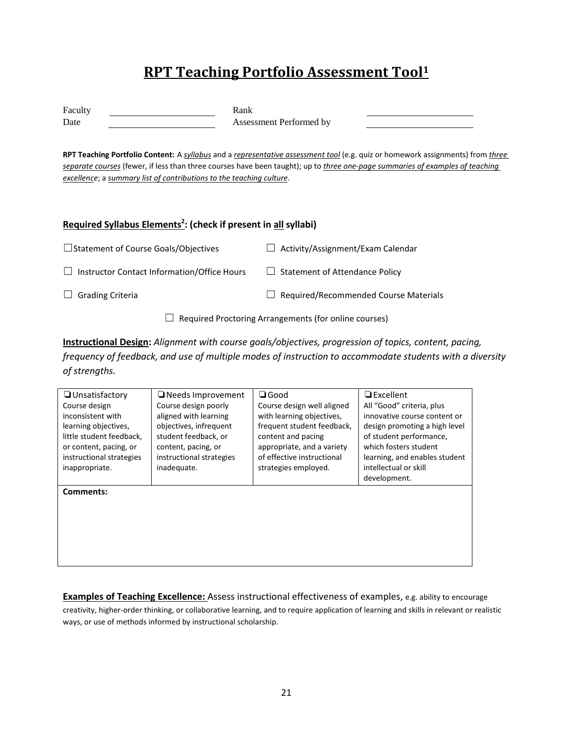# RPT Teaching Portfolio Assessment Tool[1]

Faculty ____________________ Rank ____________________

Date ____________________ Assessment Performed by ____________________

**RPT Teaching Portfolio Content:** A *syllabus* and a *representative assessment tool* (e.g. quiz or homework assignments) from *three separate courses* (fewer, if less than three courses have been taught); up to *three one-page summaries of examples of teaching excellence*; a *summary list of contributions to the teaching culture*.

**Required Syllabus Elements[2]: (check if present in all syllabi)**

☐ Statement of Course Goals/Objectives

☐ Activity/Assignment/Exam Calendar

☐ Instructor Contact Information/Office Hours

☐ Statement of Attendance Policy

☐ Grading Criteria

☐ Required/Recommended Course Materials

☐ Required Proctoring Arrangements (for online courses)

**Instructional Design:** *Alignment with course goals/objectives, progression of topics, content, pacing, frequency of feedback, and use of multiple modes of instruction to accommodate students with a diversity of strengths.*

| ❑ Unsatisfactory | ❑ Needs Improvement | ❑ Good | ❑ Excellent |
|---|---|---|---|
| Course design inconsistent with learning objectives, little student feedback, or content, pacing, or instructional strategies inappropriate. | Course design poorly aligned with learning objectives, infrequent student feedback, or content, pacing, or instructional strategies inadequate. | Course design well aligned with learning objectives, frequent student feedback, content and pacing appropriate, and a variety of effective instructional strategies employed. | All "Good" criteria, plus innovative course content or design promoting a high level of student performance, which fosters student learning, and enables student intellectual or skill development. |
| **Comments:** | | | |

**Examples of Teaching Excellence:** Assess instructional effectiveness of examples, e.g. ability to encourage creativity, higher-order thinking, or collaborative learning, and to require application of learning and skills in relevant or realistic ways, or use of methods informed by instructional scholarship.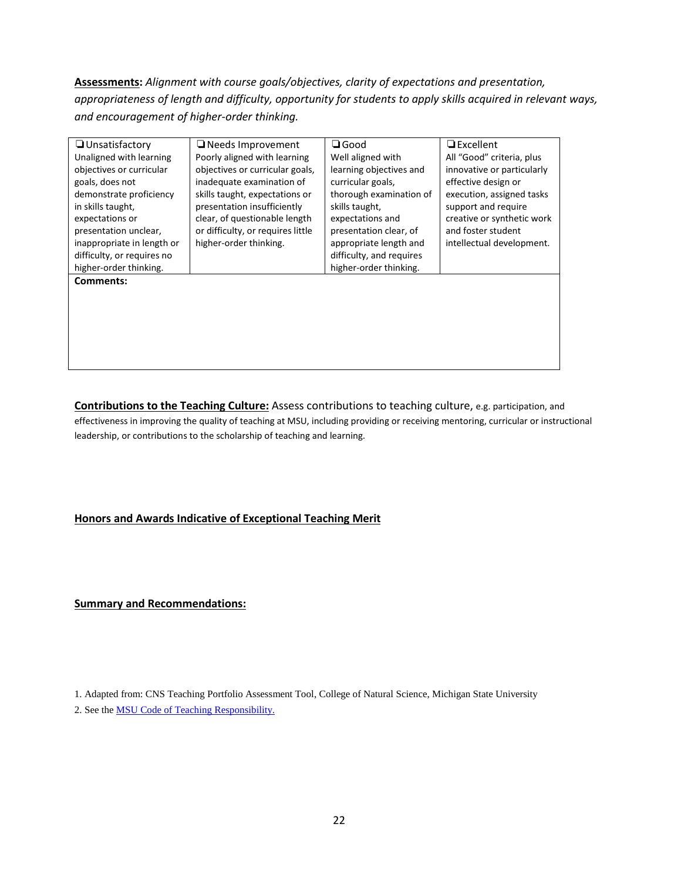**<u>Assessments</u>:** *Alignment with course goals/objectives, clarity of expectations and presentation, appropriateness of length and difficulty, opportunity for students to apply skills acquired in relevant ways, and encouragement of higher-order thinking.*

| ❑ Unsatisfactory | ❑ Needs Improvement | ❑ Good | ❑ Excellent |
|---|---|---|---|
| Unaligned with learning objectives or curricular goals, does not demonstrate proficiency in skills taught, expectations or presentation unclear, inappropriate in length or difficulty, or requires no higher-order thinking. | Poorly aligned with learning objectives or curricular goals, inadequate examination of skills taught, expectations or presentation insufficiently clear, of questionable length or difficulty, or requires little higher-order thinking. | Well aligned with learning objectives and curricular goals, thorough examination of skills taught, expectations and presentation clear, of appropriate length and difficulty, and requires higher-order thinking. | All "Good" criteria, plus innovative or particularly effective design or execution, assigned tasks support and require creative or synthetic work and foster student intellectual development. |
| **Comments:** | | | |

**<u>Contributions to the Teaching Culture:</u>** Assess contributions to teaching culture, e.g. participation, and effectiveness in improving the quality of teaching at MSU, including providing or receiving mentoring, curricular or instructional leadership, or contributions to the scholarship of teaching and learning.

**<u>Honors and Awards Indicative of Exceptional Teaching Merit</u>**

**<u>Summary and Recommendations:</u>**

1. Adapted from: CNS Teaching Portfolio Assessment Tool, College of Natural Science, Michigan State University
2. See the MSU Code of Teaching Responsibility.